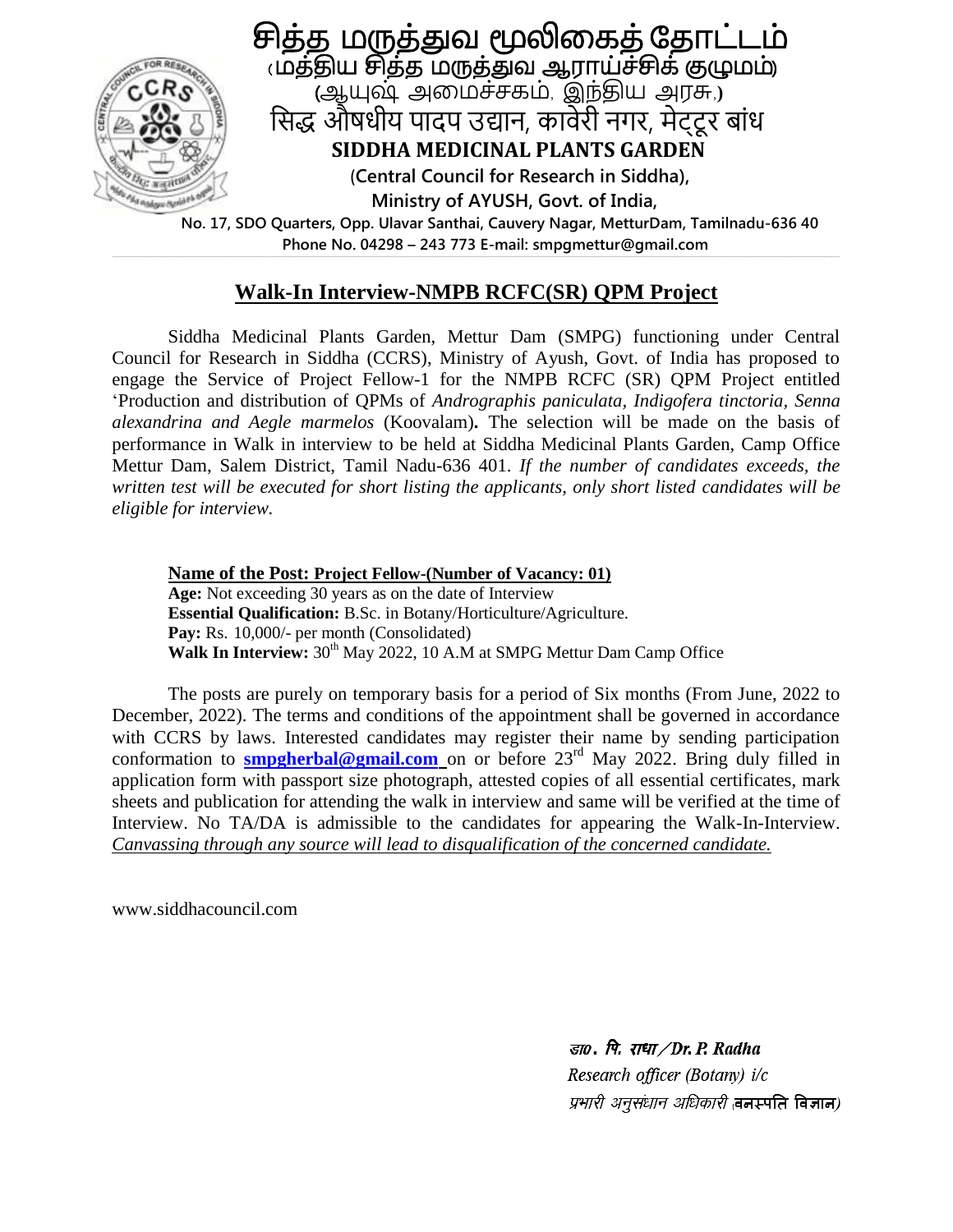# சித்த மருத்துவ மூலிகைத் தோட்டம்

(மத்திய சித்த மருத்துவ ஆராய்ச்சிக் குழுமம்)

(ஆயுஷ் அமைச்சகம், இந்திய அரசு.)

सिद्ध औषधीय पादप उद्यान, कावेरी नगर, मेट्टूर बांध

**SIDDHA MEDICINAL PLANTS GARDEN**

**(Central Council for Research in Siddha),**

**Ministry of AYUSH, Govt. of India,**

**No. 17, SDO Quarters, Opp. Ulavar Santhai, Cauvery Nagar, MetturDam, Tamilnadu-636 40**

**Phone No. 04298 – 243 773 E-mail: smpgmettur@gmail.com**

## Walk-In Interview-NMPB RCFC(SR) QPM Project

Siddha Medicinal Plants Garden, Mettur Dam (SMPG) functioning under Central Council for Research in Siddha (CCRS), Ministry of Ayush, Govt. of India has proposed to engage the Service of Project Fellow-1 for the NMPB RCFC (SR) QPM Project entitled 'Production and distribution of QPMs of *Andrographis paniculata, Indigofera tinctoria, Senna alexandrina and Aegle marmelos* (Koovalam)**.** The selection will be made on the basis of performance in Walk in interview to be held at Siddha Medicinal Plants Garden, Camp Office Mettur Dam, Salem District, Tamil Nadu-636 401. *If the number of candidates exceeds, the written test will be executed for short listing the applicants, only short listed candidates will be eligible for interview.*

**Name of the Post: Project Fellow-(Number of Vacancy: 01)**

**Age:** Not exceeding 30 years as on the date of Interview

**Essential Qualification:** B.Sc. in Botany/Horticulture/Agriculture.

**Pay:** Rs. 10,000/- per month (Consolidated)

**Walk In Interview:** 30th May 2022, 10 A.M at SMPG Mettur Dam Camp Office

The posts are purely on temporary basis for a period of Six months (From June, 2022 to December, 2022). The terms and conditions of the appointment shall be governed in accordance with CCRS by laws. Interested candidates may register their name by sending participation conformation to **smpgherbal@gmail.com** on or before 23rd May 2022. Bring duly filled in application form with passport size photograph, attested copies of all essential certificates, mark sheets and publication for attending the walk in interview and same will be verified at the time of Interview. No TA/DA is admissible to the candidates for appearing the Walk-In-Interview. *Canvassing through any source will lead to disqualification of the concerned candidate.*

www.siddhacouncil.com

डा०. पि. राधा / Dr. P. Radha

Research officer (Botany) i/c

प्रभारी अनुसंधान अधिकारी (वनस्पति विज्ञान)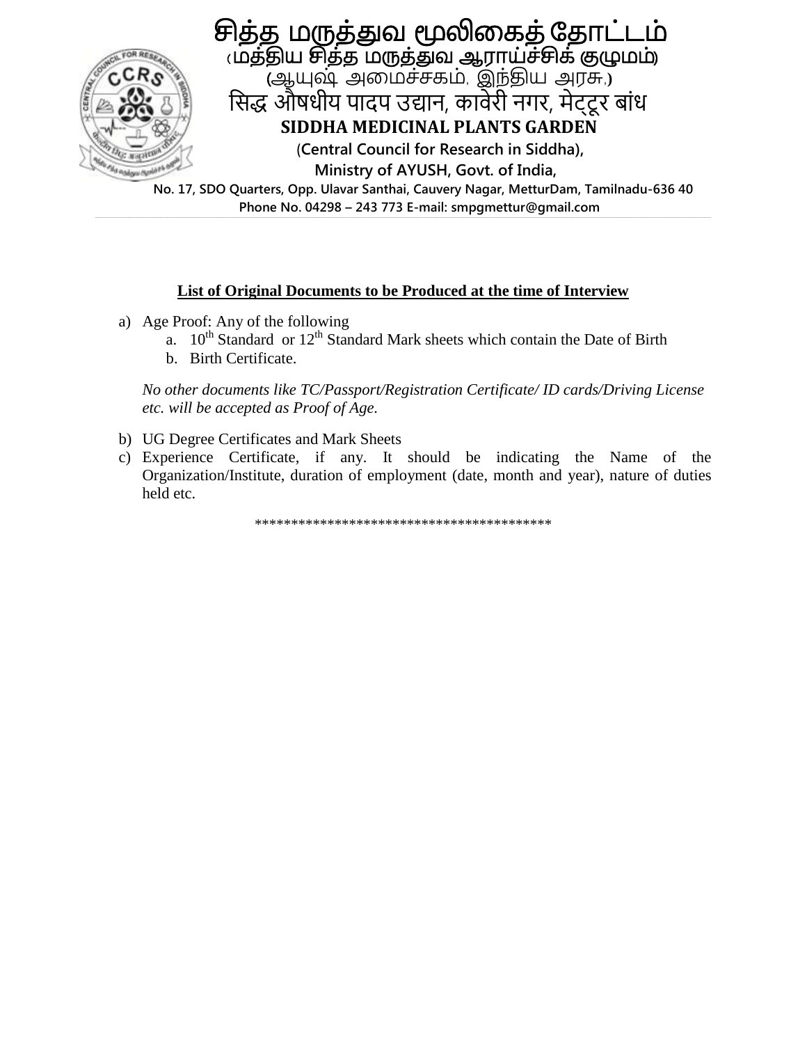# சித்த மருத்துவ மூலிகைத் தோட்டம்

(மத்திய சித்த மருத்துவ ஆராய்ச்சிக் குழுமம்)

(ஆயுஷ் அமைச்சகம், இந்திய அரசு,)

सिद्ध औषधीय पादप उद्यान, कावेरी नगर, मेट्टूर बांध

**SIDDHA MEDICINAL PLANTS GARDEN**

**(Central Council for Research in Siddha),**

**Ministry of AYUSH, Govt. of India,**

**No. 17, SDO Quarters, Opp. Ulavar Santhai, Cauvery Nagar, MetturDam, Tamilnadu-636 40**

**Phone No. 04298 – 243 773 E-mail: smpgmettur@gmail.com**

## **<u>List of Original Documents to be Produced at the time of Interview</u>**

a) Age Proof: Any of the following
   a. 10th Standard or 12th Standard Mark sheets which contain the Date of Birth
   b. Birth Certificate.

   *No other documents like TC/Passport/Registration Certificate/ ID cards/Driving License etc. will be accepted as Proof of Age.*

b) UG Degree Certificates and Mark Sheets

c) Experience Certificate, if any. It should be indicating the Name of the Organization/Institute, duration of employment (date, month and year), nature of duties held etc.

****************************************